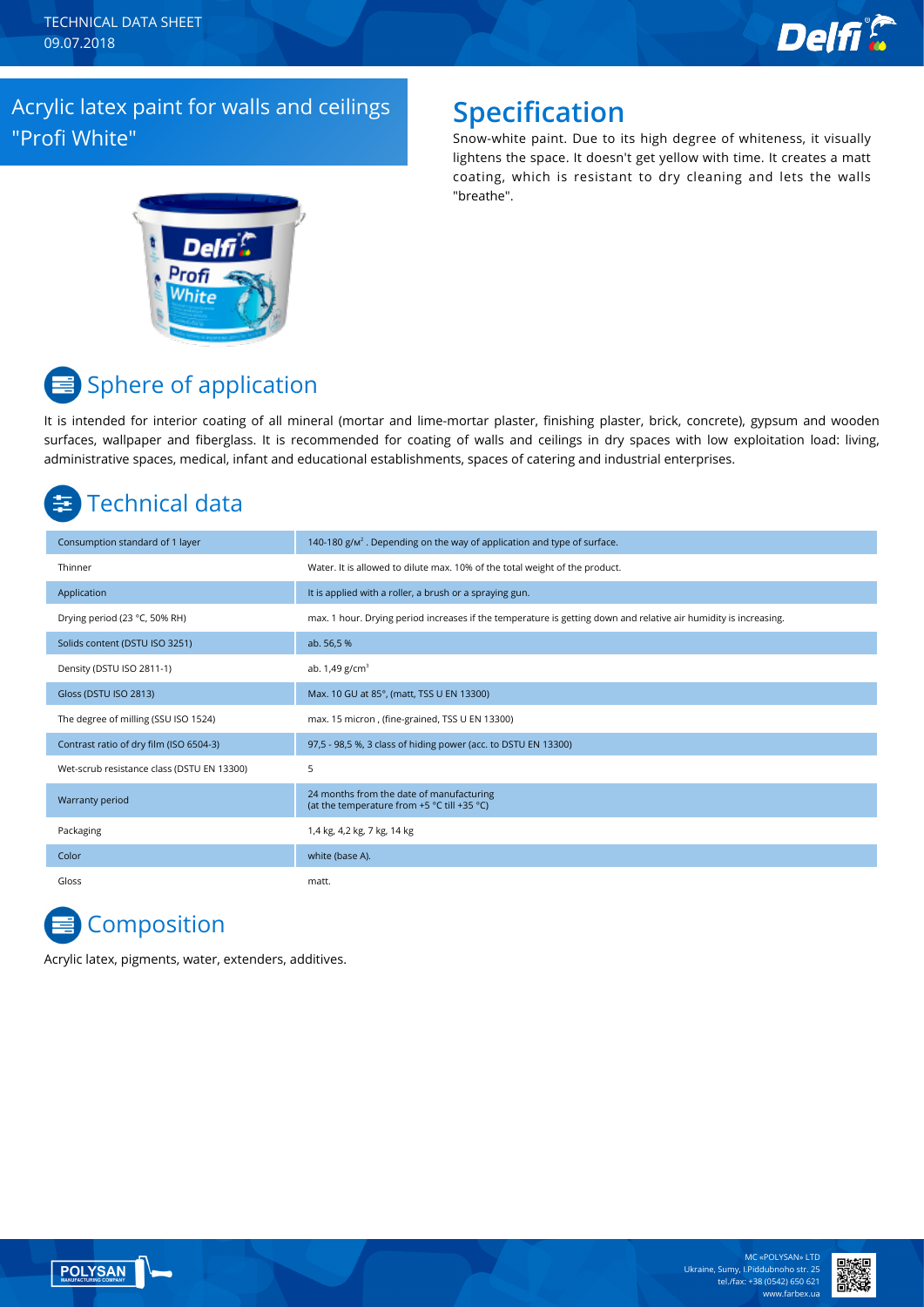TECHNICAL DATA SHEET
09.07.2018

# Acrylic latex paint for walls and ceilings "Profi White"

## Specification

Snow-white paint. Due to its high degree of whiteness, it visually lightens the space. It doesn't get yellow with time. It creates a matt coating, which is resistant to dry cleaning and lets the walls "breathe".

## Sphere of application

It is intended for interior coating of all mineral (mortar and lime-mortar plaster, finishing plaster, brick, concrete), gypsum and wooden surfaces, wallpaper and fiberglass. It is recommended for coating of walls and ceilings in dry spaces with low exploitation load: living, administrative spaces, medical, infant and educational establishments, spaces of catering and industrial enterprises.

## Technical data

| | |
|---|---|
| Consumption standard of 1 layer | 140-180 g/м². Depending on the way of application and type of surface. |
| Thinner | Water. It is allowed to dilute max. 10% of the total weight of the product. |
| Application | It is applied with a roller, a brush or a spraying gun. |
| Drying period (23 °C, 50% RH) | max. 1 hour. Drying period increases if the temperature is getting down and relative air humidity is increasing. |
| Solids content (DSTU ISO 3251) | ab. 56,5 % |
| Density (DSTU ISO 2811-1) | ab. 1,49 g/cm³ |
| Gloss (DSTU ISO 2813) | Max. 10 GU at 85°, (matt, TSS U EN 13300) |
| The degree of milling (SSU ISO 1524) | max. 15 micron , (fine-grained, TSS U EN 13300) |
| Contrast ratio of dry film (ISO 6504-3) | 97,5 - 98,5 %, 3 class of hiding power (acc. to DSTU EN 13300) |
| Wet-scrub resistance class (DSTU EN 13300) | 5 |
| Warranty period | 24 months from the date of manufacturing (at the temperature from +5 °C till +35 °C) |
| Packaging | 1,4 kg, 4,2 kg, 7 kg, 14 kg |
| Color | white (base A). |
| Gloss | matt. |

## Composition

Acrylic latex, pigments, water, extenders, additives.

MC «POLYSAN» LTD
Ukraine, Sumy, I.Piddubnoho str. 25
tel./fax: +38 (0542) 650 621
www.farbex.ua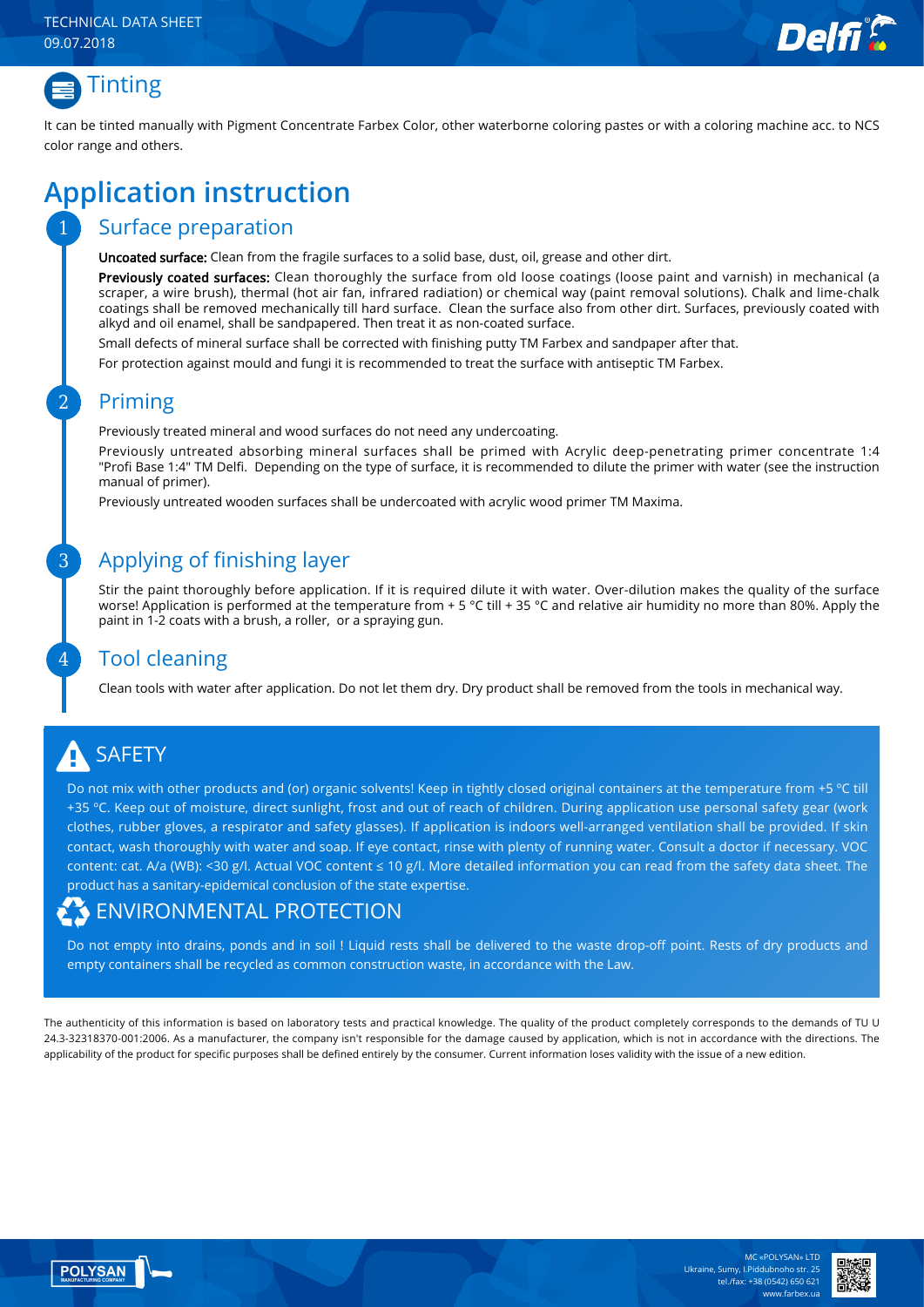## Tinting

It can be tinted manually with Pigment Concentrate Farbex Color, other waterborne coloring pastes or with a coloring machine acc. to NCS color range and others.

# Application instruction

### 1 Surface preparation

**Uncoated surface:** Clean from the fragile surfaces to a solid base, dust, oil, grease and other dirt.

**Previously coated surfaces:** Clean thoroughly the surface from old loose coatings (loose paint and varnish) in mechanical (a scraper, a wire brush), thermal (hot air fan, infrared radiation) or chemical way (paint removal solutions). Chalk and lime-chalk coatings shall be removed mechanically till hard surface. Clean the surface also from other dirt. Surfaces, previously coated with alkyd and oil enamel, shall be sandpapered. Then treat it as non-coated surface.

Small defects of mineral surface shall be corrected with finishing putty TM Farbex and sandpaper after that.

For protection against mould and fungi it is recommended to treat the surface with antiseptic TM Farbex.

### 2 Priming

Previously treated mineral and wood surfaces do not need any undercoating.

Previously untreated absorbing mineral surfaces shall be primed with Acrylic deep-penetrating primer concentrate 1:4 "Profi Base 1:4" TM Delfi. Depending on the type of surface, it is recommended to dilute the primer with water (see the instruction manual of primer).

Previously untreated wooden surfaces shall be undercoated with acrylic wood primer TM Maxima.

### 3 Applying of finishing layer

Stir the paint thoroughly before application. If it is required dilute it with water. Over-dilution makes the quality of the surface worse! Application is performed at the temperature from + 5 °C till + 35 °C and relative air humidity no more than 80%. Apply the paint in 1-2 coats with a brush, a roller, or a spraying gun.

### 4 Tool cleaning

Clean tools with water after application. Do not let them dry. Dry product shall be removed from the tools in mechanical way.

## SAFETY

Do not mix with other products and (or) organic solvents! Keep in tightly closed original containers at the temperature from +5 °C till +35 °C. Keep out of moisture, direct sunlight, frost and out of reach of children. During application use personal safety gear (work clothes, rubber gloves, a respirator and safety glasses). If application is indoors well-arranged ventilation shall be provided. If skin contact, wash thoroughly with water and soap. If eye contact, rinse with plenty of running water. Consult a doctor if necessary. VOC content: cat. A/a (WB): <30 g/l. Actual VOC content ≤ 10 g/l. More detailed information you can read from the safety data sheet. The product has a sanitary-epidemical conclusion of the state expertise.

## ENVIRONMENTAL PROTECTION

Do not empty into drains, ponds and in soil ! Liquid rests shall be delivered to the waste drop-off point. Rests of dry products and empty containers shall be recycled as common construction waste, in accordance with the Law.

The authenticity of this information is based on laboratory tests and practical knowledge. The quality of the product completely corresponds to the demands of TU U 24.3-32318370-001:2006. As a manufacturer, the company isn't responsible for the damage caused by application, which is not in accordance with the directions. The applicability of the product for specific purposes shall be defined entirely by the consumer. Current information loses validity with the issue of a new edition.

MC «POLYSAN» LTD
Ukraine, Sumy, I.Piddubnoho str. 25
tel./fax: +38 (0542) 650 621
www.farbex.ua